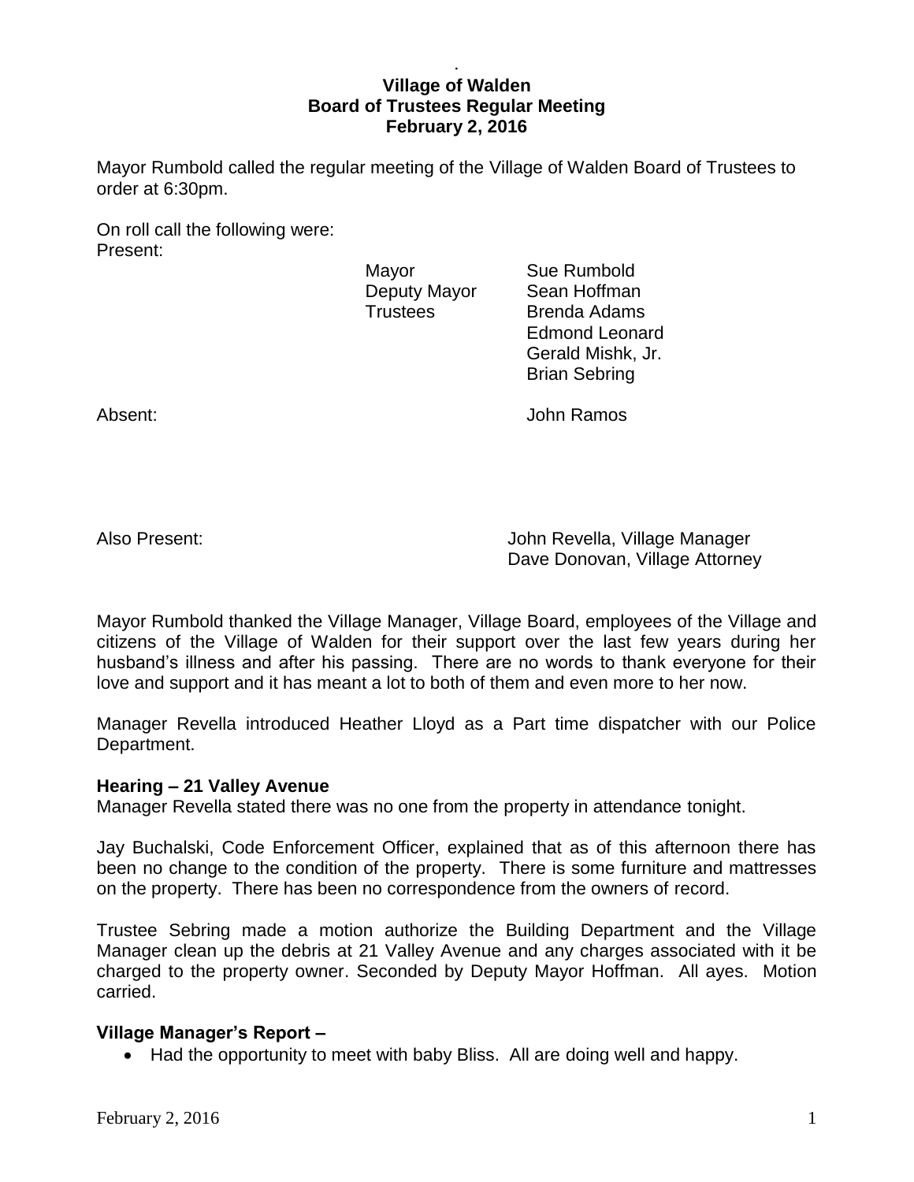# Village of Walden
## Board of Trustees Regular Meeting
### February 2, 2016

Mayor Rumbold called the regular meeting of the Village of Walden Board of Trustees to order at 6:30pm.

On roll call the following were:

Present:

| | |
|---|---|
| Mayor | Sue Rumbold |
| Deputy Mayor | Sean Hoffman |
| Trustees | Brenda Adams |
| | Edmond Leonard |
| | Gerald Mishk, Jr. |
| | Brian Sebring |

Absent: John Ramos

Also Present: John Revella, Village Manager
Dave Donovan, Village Attorney

Mayor Rumbold thanked the Village Manager, Village Board, employees of the Village and citizens of the Village of Walden for their support over the last few years during her husband's illness and after his passing. There are no words to thank everyone for their love and support and it has meant a lot to both of them and even more to her now.

Manager Revella introduced Heather Lloyd as a Part time dispatcher with our Police Department.

**Hearing – 21 Valley Avenue**

Manager Revella stated there was no one from the property in attendance tonight.

Jay Buchalski, Code Enforcement Officer, explained that as of this afternoon there has been no change to the condition of the property. There is some furniture and mattresses on the property. There has been no correspondence from the owners of record.

Trustee Sebring made a motion authorize the Building Department and the Village Manager clean up the debris at 21 Valley Avenue and any charges associated with it be charged to the property owner. Seconded by Deputy Mayor Hoffman. All ayes. Motion carried.

**Village Manager's Report –**

- Had the opportunity to meet with baby Bliss. All are doing well and happy.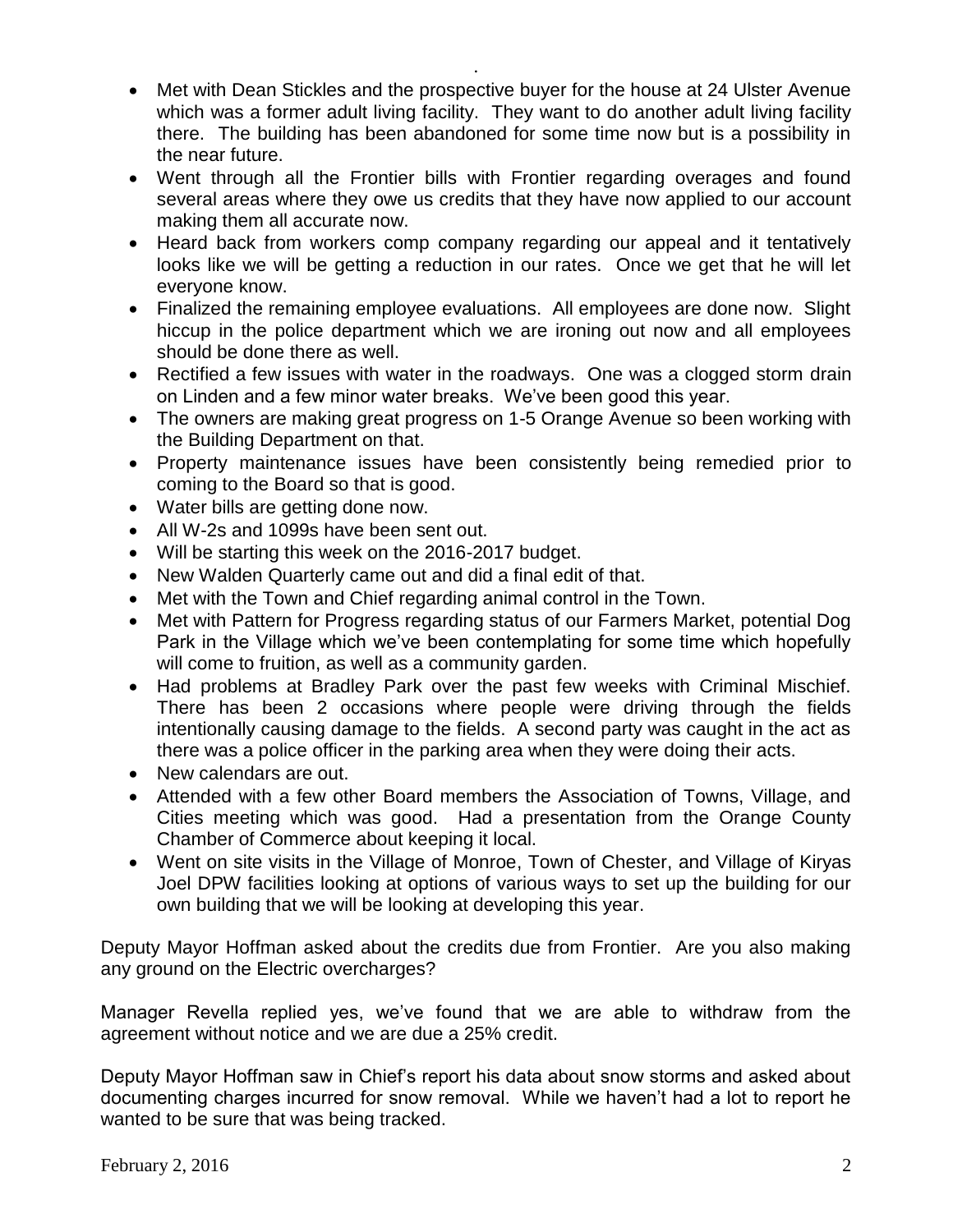- Met with Dean Stickles and the prospective buyer for the house at 24 Ulster Avenue which was a former adult living facility. They want to do another adult living facility there. The building has been abandoned for some time now but is a possibility in the near future.
- Went through all the Frontier bills with Frontier regarding overages and found several areas where they owe us credits that they have now applied to our account making them all accurate now.
- Heard back from workers comp company regarding our appeal and it tentatively looks like we will be getting a reduction in our rates. Once we get that he will let everyone know.
- Finalized the remaining employee evaluations. All employees are done now. Slight hiccup in the police department which we are ironing out now and all employees should be done there as well.
- Rectified a few issues with water in the roadways. One was a clogged storm drain on Linden and a few minor water breaks. We've been good this year.
- The owners are making great progress on 1-5 Orange Avenue so been working with the Building Department on that.
- Property maintenance issues have been consistently being remedied prior to coming to the Board so that is good.
- Water bills are getting done now.
- All W-2s and 1099s have been sent out.
- Will be starting this week on the 2016-2017 budget.
- New Walden Quarterly came out and did a final edit of that.
- Met with the Town and Chief regarding animal control in the Town.
- Met with Pattern for Progress regarding status of our Farmers Market, potential Dog Park in the Village which we've been contemplating for some time which hopefully will come to fruition, as well as a community garden.
- Had problems at Bradley Park over the past few weeks with Criminal Mischief. There has been 2 occasions where people were driving through the fields intentionally causing damage to the fields. A second party was caught in the act as there was a police officer in the parking area when they were doing their acts.
- New calendars are out.
- Attended with a few other Board members the Association of Towns, Village, and Cities meeting which was good. Had a presentation from the Orange County Chamber of Commerce about keeping it local.
- Went on site visits in the Village of Monroe, Town of Chester, and Village of Kiryas Joel DPW facilities looking at options of various ways to set up the building for our own building that we will be looking at developing this year.

Deputy Mayor Hoffman asked about the credits due from Frontier. Are you also making any ground on the Electric overcharges?

Manager Revella replied yes, we've found that we are able to withdraw from the agreement without notice and we are due a 25% credit.

Deputy Mayor Hoffman saw in Chief's report his data about snow storms and asked about documenting charges incurred for snow removal. While we haven't had a lot to report he wanted to be sure that was being tracked.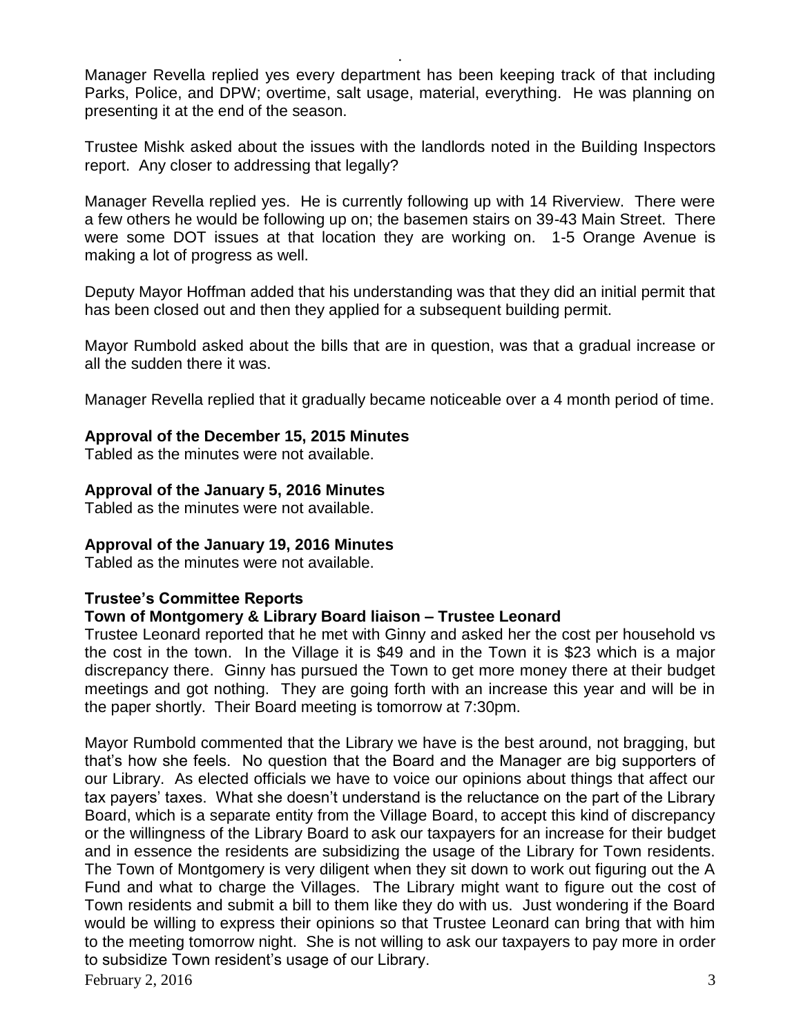Manager Revella replied yes every department has been keeping track of that including Parks, Police, and DPW; overtime, salt usage, material, everything. He was planning on presenting it at the end of the season.

Trustee Mishk asked about the issues with the landlords noted in the Building Inspectors report. Any closer to addressing that legally?

Manager Revella replied yes. He is currently following up with 14 Riverview. There were a few others he would be following up on; the basemen stairs on 39-43 Main Street. There were some DOT issues at that location they are working on. 1-5 Orange Avenue is making a lot of progress as well.

Deputy Mayor Hoffman added that his understanding was that they did an initial permit that has been closed out and then they applied for a subsequent building permit.

Mayor Rumbold asked about the bills that are in question, was that a gradual increase or all the sudden there it was.

Manager Revella replied that it gradually became noticeable over a 4 month period of time.

**Approval of the December 15, 2015 Minutes**

Tabled as the minutes were not available.

**Approval of the January 5, 2016 Minutes**

Tabled as the minutes were not available.

**Approval of the January 19, 2016 Minutes**

Tabled as the minutes were not available.

**Trustee's Committee Reports**

**Town of Montgomery & Library Board liaison – Trustee Leonard**

Trustee Leonard reported that he met with Ginny and asked her the cost per household vs the cost in the town. In the Village it is $49 and in the Town it is $23 which is a major discrepancy there. Ginny has pursued the Town to get more money there at their budget meetings and got nothing. They are going forth with an increase this year and will be in the paper shortly. Their Board meeting is tomorrow at 7:30pm.

Mayor Rumbold commented that the Library we have is the best around, not bragging, but that's how she feels. No question that the Board and the Manager are big supporters of our Library. As elected officials we have to voice our opinions about things that affect our tax payers' taxes. What she doesn't understand is the reluctance on the part of the Library Board, which is a separate entity from the Village Board, to accept this kind of discrepancy or the willingness of the Library Board to ask our taxpayers for an increase for their budget and in essence the residents are subsidizing the usage of the Library for Town residents. The Town of Montgomery is very diligent when they sit down to work out figuring out the A Fund and what to charge the Villages. The Library might want to figure out the cost of Town residents and submit a bill to them like they do with us. Just wondering if the Board would be willing to express their opinions so that Trustee Leonard can bring that with him to the meeting tomorrow night. She is not willing to ask our taxpayers to pay more in order to subsidize Town resident's usage of our Library.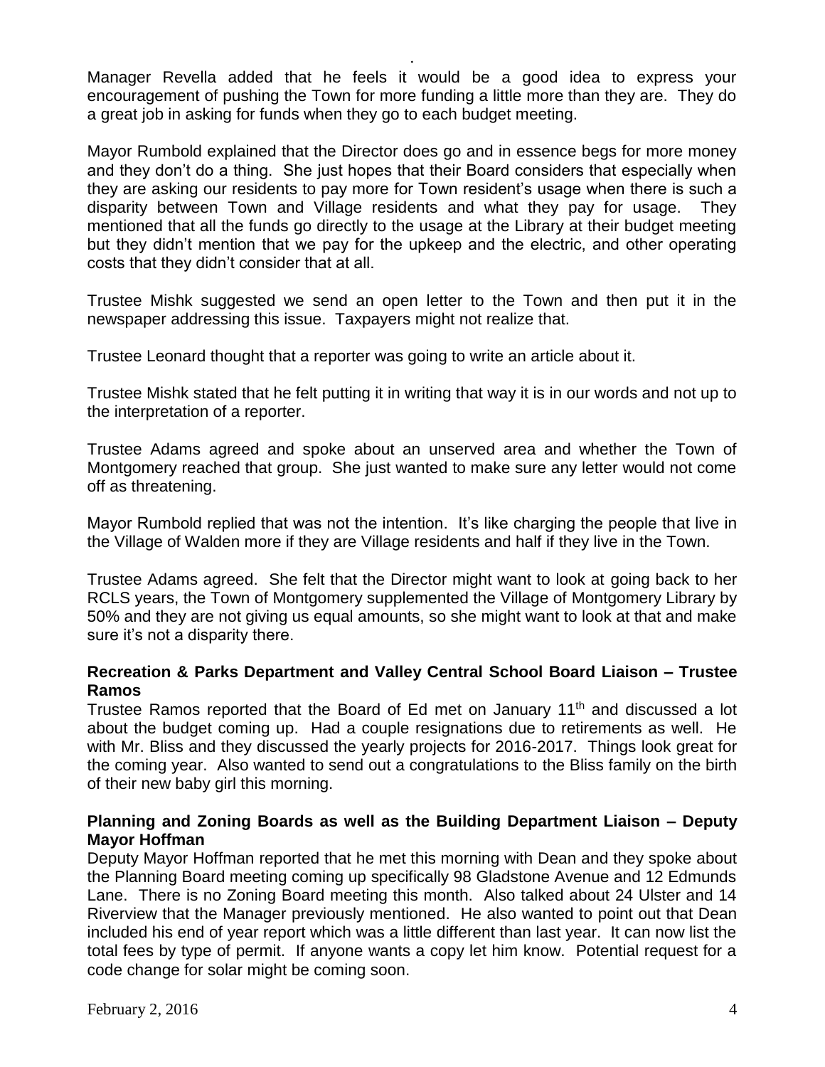Manager Revella added that he feels it would be a good idea to express your encouragement of pushing the Town for more funding a little more than they are. They do a great job in asking for funds when they go to each budget meeting.

Mayor Rumbold explained that the Director does go and in essence begs for more money and they don't do a thing. She just hopes that their Board considers that especially when they are asking our residents to pay more for Town resident's usage when there is such a disparity between Town and Village residents and what they pay for usage. They mentioned that all the funds go directly to the usage at the Library at their budget meeting but they didn't mention that we pay for the upkeep and the electric, and other operating costs that they didn't consider that at all.

Trustee Mishk suggested we send an open letter to the Town and then put it in the newspaper addressing this issue. Taxpayers might not realize that.

Trustee Leonard thought that a reporter was going to write an article about it.

Trustee Mishk stated that he felt putting it in writing that way it is in our words and not up to the interpretation of a reporter.

Trustee Adams agreed and spoke about an unserved area and whether the Town of Montgomery reached that group. She just wanted to make sure any letter would not come off as threatening.

Mayor Rumbold replied that was not the intention. It's like charging the people that live in the Village of Walden more if they are Village residents and half if they live in the Town.

Trustee Adams agreed. She felt that the Director might want to look at going back to her RCLS years, the Town of Montgomery supplemented the Village of Montgomery Library by 50% and they are not giving us equal amounts, so she might want to look at that and make sure it's not a disparity there.

**Recreation & Parks Department and Valley Central School Board Liaison – Trustee Ramos**

Trustee Ramos reported that the Board of Ed met on January 11th and discussed a lot about the budget coming up. Had a couple resignations due to retirements as well. He with Mr. Bliss and they discussed the yearly projects for 2016-2017. Things look great for the coming year. Also wanted to send out a congratulations to the Bliss family on the birth of their new baby girl this morning.

**Planning and Zoning Boards as well as the Building Department Liaison – Deputy Mayor Hoffman**

Deputy Mayor Hoffman reported that he met this morning with Dean and they spoke about the Planning Board meeting coming up specifically 98 Gladstone Avenue and 12 Edmunds Lane. There is no Zoning Board meeting this month. Also talked about 24 Ulster and 14 Riverview that the Manager previously mentioned. He also wanted to point out that Dean included his end of year report which was a little different than last year. It can now list the total fees by type of permit. If anyone wants a copy let him know. Potential request for a code change for solar might be coming soon.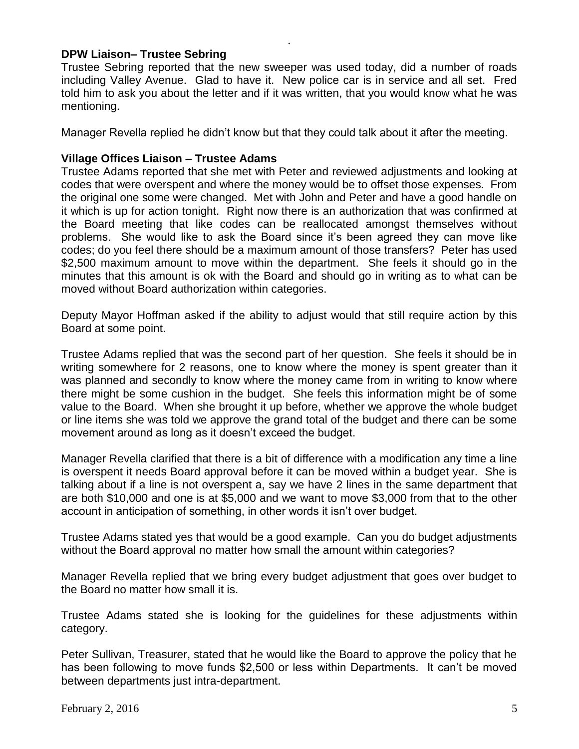**DPW Liaison– Trustee Sebring**

Trustee Sebring reported that the new sweeper was used today, did a number of roads including Valley Avenue. Glad to have it. New police car is in service and all set. Fred told him to ask you about the letter and if it was written, that you would know what he was mentioning.

Manager Revella replied he didn't know but that they could talk about it after the meeting.

**Village Offices Liaison – Trustee Adams**

Trustee Adams reported that she met with Peter and reviewed adjustments and looking at codes that were overspent and where the money would be to offset those expenses. From the original one some were changed. Met with John and Peter and have a good handle on it which is up for action tonight. Right now there is an authorization that was confirmed at the Board meeting that like codes can be reallocated amongst themselves without problems. She would like to ask the Board since it's been agreed they can move like codes; do you feel there should be a maximum amount of those transfers? Peter has used $2,500 maximum amount to move within the department. She feels it should go in the minutes that this amount is ok with the Board and should go in writing as to what can be moved without Board authorization within categories.

Deputy Mayor Hoffman asked if the ability to adjust would that still require action by this Board at some point.

Trustee Adams replied that was the second part of her question. She feels it should be in writing somewhere for 2 reasons, one to know where the money is spent greater than it was planned and secondly to know where the money came from in writing to know where there might be some cushion in the budget. She feels this information might be of some value to the Board. When she brought it up before, whether we approve the whole budget or line items she was told we approve the grand total of the budget and there can be some movement around as long as it doesn't exceed the budget.

Manager Revella clarified that there is a bit of difference with a modification any time a line is overspent it needs Board approval before it can be moved within a budget year. She is talking about if a line is not overspent a, say we have 2 lines in the same department that are both $10,000 and one is at $5,000 and we want to move $3,000 from that to the other account in anticipation of something, in other words it isn't over budget.

Trustee Adams stated yes that would be a good example. Can you do budget adjustments without the Board approval no matter how small the amount within categories?

Manager Revella replied that we bring every budget adjustment that goes over budget to the Board no matter how small it is.

Trustee Adams stated she is looking for the guidelines for these adjustments within category.

Peter Sullivan, Treasurer, stated that he would like the Board to approve the policy that he has been following to move funds $2,500 or less within Departments. It can't be moved between departments just intra-department.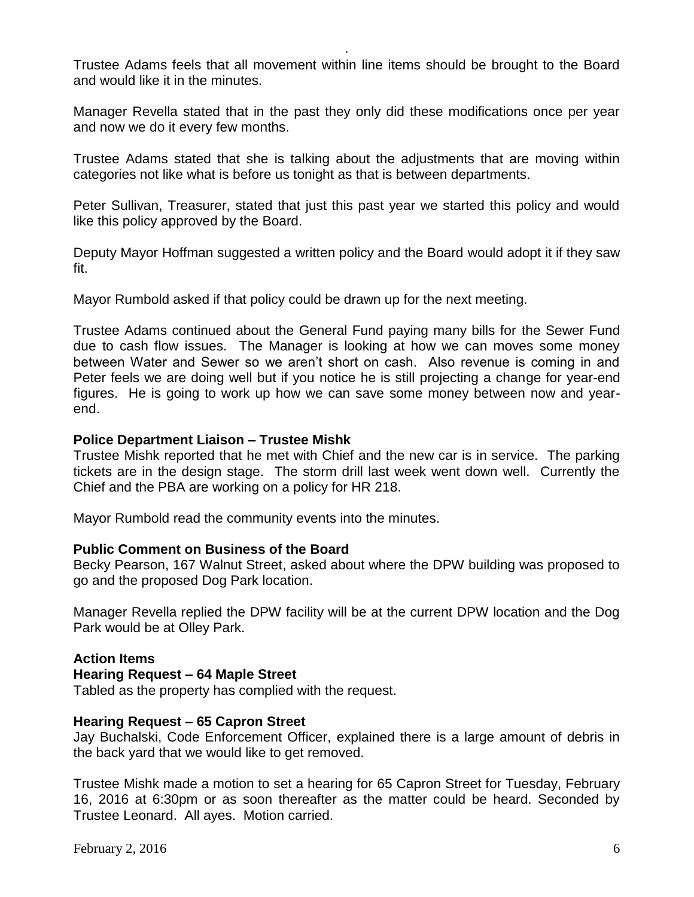Trustee Adams feels that all movement within line items should be brought to the Board and would like it in the minutes.

Manager Revella stated that in the past they only did these modifications once per year and now we do it every few months.

Trustee Adams stated that she is talking about the adjustments that are moving within categories not like what is before us tonight as that is between departments.

Peter Sullivan, Treasurer, stated that just this past year we started this policy and would like this policy approved by the Board.

Deputy Mayor Hoffman suggested a written policy and the Board would adopt it if they saw fit.

Mayor Rumbold asked if that policy could be drawn up for the next meeting.

Trustee Adams continued about the General Fund paying many bills for the Sewer Fund due to cash flow issues. The Manager is looking at how we can moves some money between Water and Sewer so we aren't short on cash. Also revenue is coming in and Peter feels we are doing well but if you notice he is still projecting a change for year-end figures. He is going to work up how we can save some money between now and year-end.

**Police Department Liaison – Trustee Mishk**

Trustee Mishk reported that he met with Chief and the new car is in service. The parking tickets are in the design stage. The storm drill last week went down well. Currently the Chief and the PBA are working on a policy for HR 218.

Mayor Rumbold read the community events into the minutes.

**Public Comment on Business of the Board**

Becky Pearson, 167 Walnut Street, asked about where the DPW building was proposed to go and the proposed Dog Park location.

Manager Revella replied the DPW facility will be at the current DPW location and the Dog Park would be at Olley Park.

**Action Items**

**Hearing Request – 64 Maple Street**

Tabled as the property has complied with the request.

**Hearing Request – 65 Capron Street**

Jay Buchalski, Code Enforcement Officer, explained there is a large amount of debris in the back yard that we would like to get removed.

Trustee Mishk made a motion to set a hearing for 65 Capron Street for Tuesday, February 16, 2016 at 6:30pm or as soon thereafter as the matter could be heard. Seconded by Trustee Leonard. All ayes. Motion carried.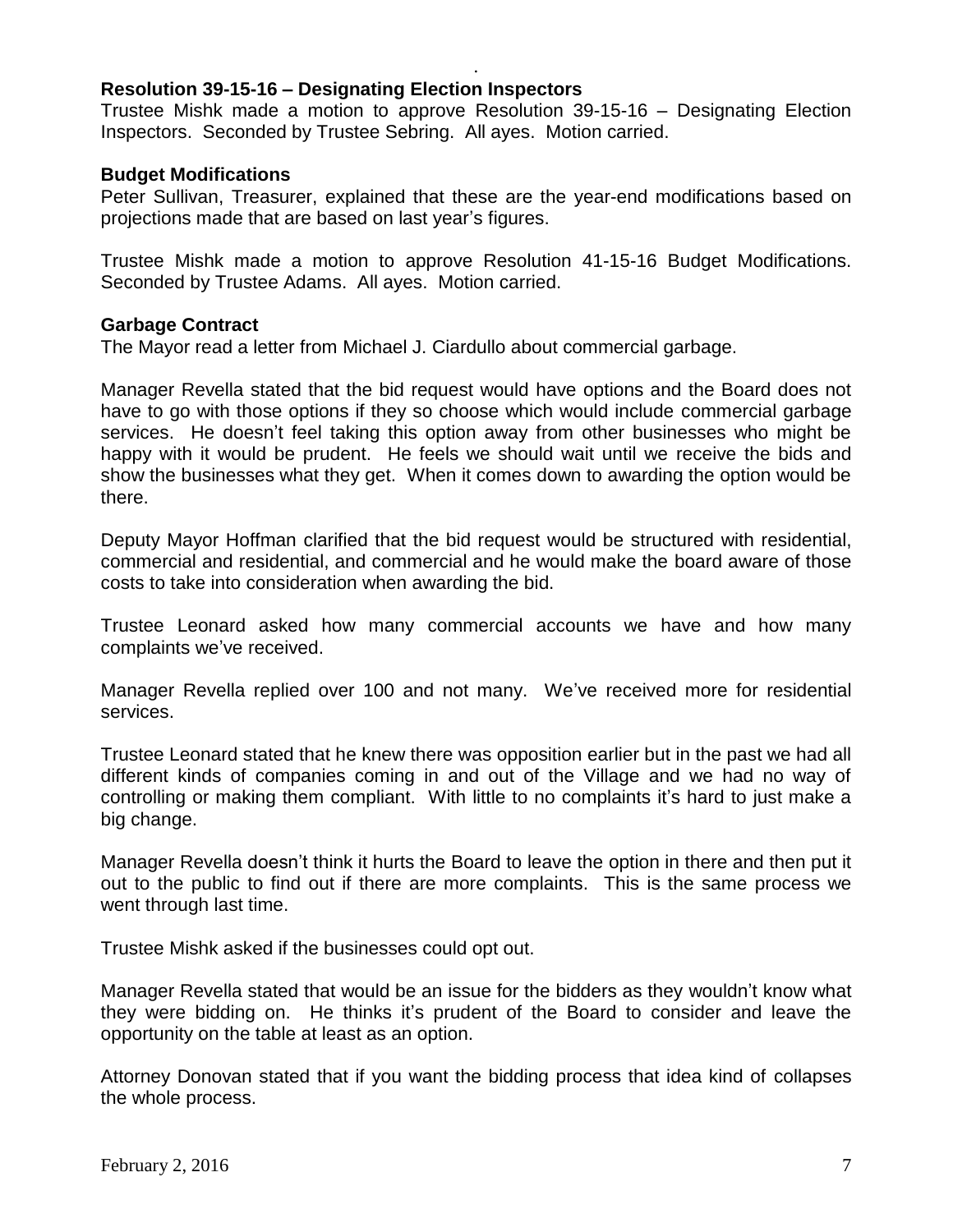**Resolution 39-15-16 – Designating Election Inspectors**

Trustee Mishk made a motion to approve Resolution 39-15-16 – Designating Election Inspectors. Seconded by Trustee Sebring. All ayes. Motion carried.

**Budget Modifications**

Peter Sullivan, Treasurer, explained that these are the year-end modifications based on projections made that are based on last year's figures.

Trustee Mishk made a motion to approve Resolution 41-15-16 Budget Modifications. Seconded by Trustee Adams. All ayes. Motion carried.

**Garbage Contract**

The Mayor read a letter from Michael J. Ciardullo about commercial garbage.

Manager Revella stated that the bid request would have options and the Board does not have to go with those options if they so choose which would include commercial garbage services. He doesn't feel taking this option away from other businesses who might be happy with it would be prudent. He feels we should wait until we receive the bids and show the businesses what they get. When it comes down to awarding the option would be there.

Deputy Mayor Hoffman clarified that the bid request would be structured with residential, commercial and residential, and commercial and he would make the board aware of those costs to take into consideration when awarding the bid.

Trustee Leonard asked how many commercial accounts we have and how many complaints we've received.

Manager Revella replied over 100 and not many. We've received more for residential services.

Trustee Leonard stated that he knew there was opposition earlier but in the past we had all different kinds of companies coming in and out of the Village and we had no way of controlling or making them compliant. With little to no complaints it's hard to just make a big change.

Manager Revella doesn't think it hurts the Board to leave the option in there and then put it out to the public to find out if there are more complaints. This is the same process we went through last time.

Trustee Mishk asked if the businesses could opt out.

Manager Revella stated that would be an issue for the bidders as they wouldn't know what they were bidding on. He thinks it's prudent of the Board to consider and leave the opportunity on the table at least as an option.

Attorney Donovan stated that if you want the bidding process that idea kind of collapses the whole process.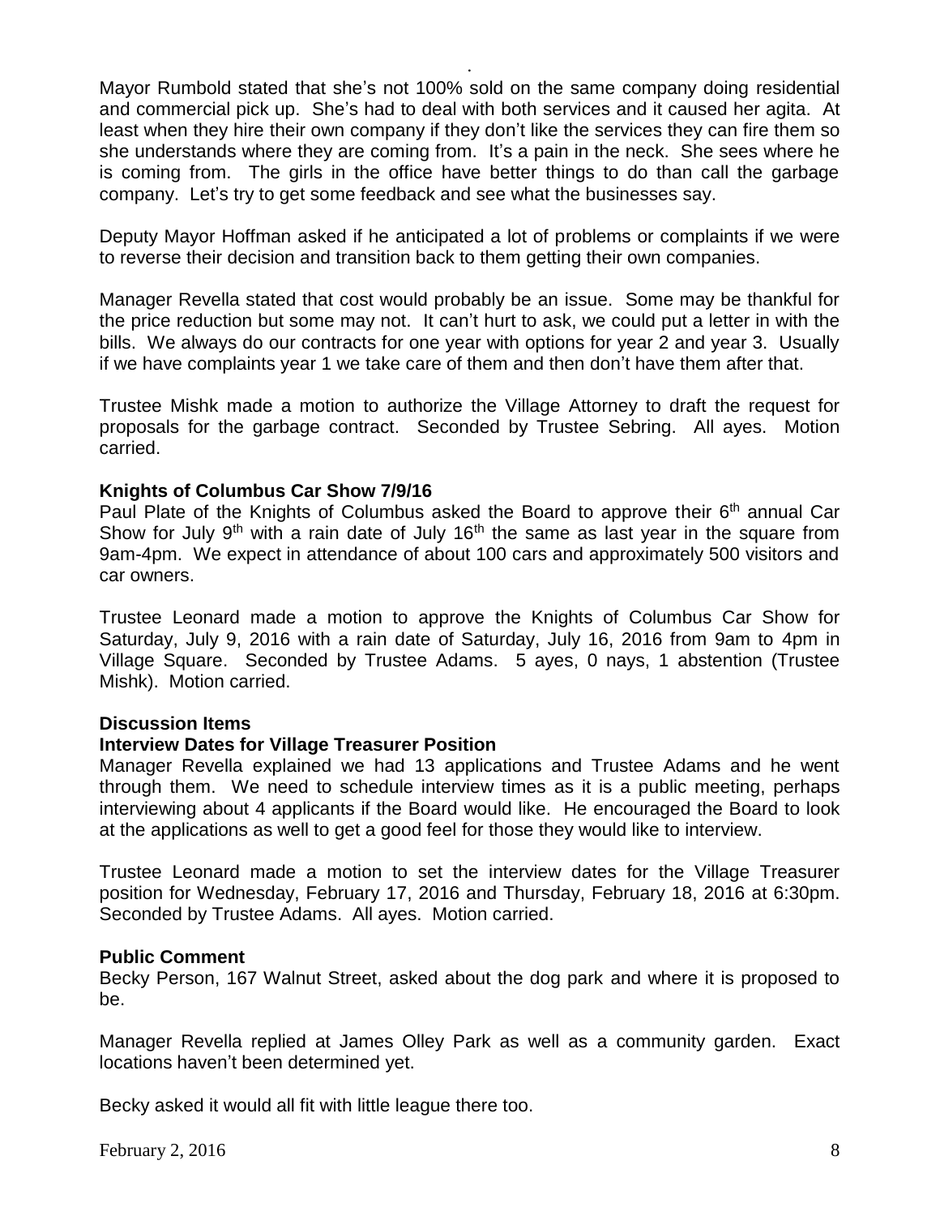Mayor Rumbold stated that she's not 100% sold on the same company doing residential and commercial pick up. She's had to deal with both services and it caused her agita. At least when they hire their own company if they don't like the services they can fire them so she understands where they are coming from. It's a pain in the neck. She sees where he is coming from. The girls in the office have better things to do than call the garbage company. Let's try to get some feedback and see what the businesses say.

Deputy Mayor Hoffman asked if he anticipated a lot of problems or complaints if we were to reverse their decision and transition back to them getting their own companies.

Manager Revella stated that cost would probably be an issue. Some may be thankful for the price reduction but some may not. It can't hurt to ask, we could put a letter in with the bills. We always do our contracts for one year with options for year 2 and year 3. Usually if we have complaints year 1 we take care of them and then don't have them after that.

Trustee Mishk made a motion to authorize the Village Attorney to draft the request for proposals for the garbage contract. Seconded by Trustee Sebring. All ayes. Motion carried.

**Knights of Columbus Car Show 7/9/16**

Paul Plate of the Knights of Columbus asked the Board to approve their 6th annual Car Show for July 9th with a rain date of July 16th the same as last year in the square from 9am-4pm. We expect in attendance of about 100 cars and approximately 500 visitors and car owners.

Trustee Leonard made a motion to approve the Knights of Columbus Car Show for Saturday, July 9, 2016 with a rain date of Saturday, July 16, 2016 from 9am to 4pm in Village Square. Seconded by Trustee Adams. 5 ayes, 0 nays, 1 abstention (Trustee Mishk). Motion carried.

**Discussion Items**

**Interview Dates for Village Treasurer Position**

Manager Revella explained we had 13 applications and Trustee Adams and he went through them. We need to schedule interview times as it is a public meeting, perhaps interviewing about 4 applicants if the Board would like. He encouraged the Board to look at the applications as well to get a good feel for those they would like to interview.

Trustee Leonard made a motion to set the interview dates for the Village Treasurer position for Wednesday, February 17, 2016 and Thursday, February 18, 2016 at 6:30pm. Seconded by Trustee Adams. All ayes. Motion carried.

**Public Comment**

Becky Person, 167 Walnut Street, asked about the dog park and where it is proposed to be.

Manager Revella replied at James Olley Park as well as a community garden. Exact locations haven't been determined yet.

Becky asked it would all fit with little league there too.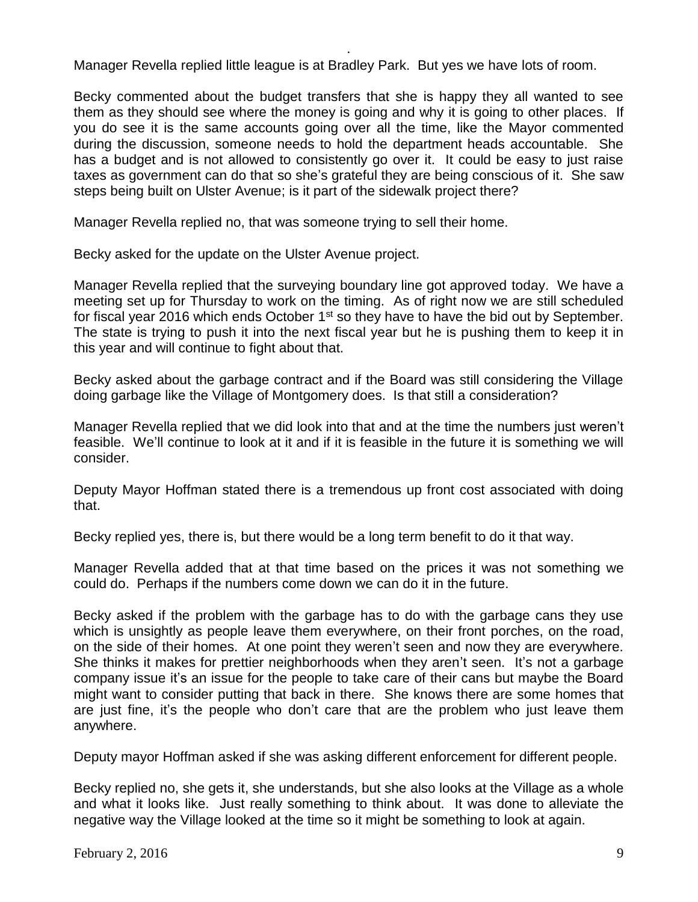Manager Revella replied little league is at Bradley Park. But yes we have lots of room.

Becky commented about the budget transfers that she is happy they all wanted to see them as they should see where the money is going and why it is going to other places. If you do see it is the same accounts going over all the time, like the Mayor commented during the discussion, someone needs to hold the department heads accountable. She has a budget and is not allowed to consistently go over it. It could be easy to just raise taxes as government can do that so she's grateful they are being conscious of it. She saw steps being built on Ulster Avenue; is it part of the sidewalk project there?

Manager Revella replied no, that was someone trying to sell their home.

Becky asked for the update on the Ulster Avenue project.

Manager Revella replied that the surveying boundary line got approved today. We have a meeting set up for Thursday to work on the timing. As of right now we are still scheduled for fiscal year 2016 which ends October 1st so they have to have the bid out by September. The state is trying to push it into the next fiscal year but he is pushing them to keep it in this year and will continue to fight about that.

Becky asked about the garbage contract and if the Board was still considering the Village doing garbage like the Village of Montgomery does. Is that still a consideration?

Manager Revella replied that we did look into that and at the time the numbers just weren't feasible. We'll continue to look at it and if it is feasible in the future it is something we will consider.

Deputy Mayor Hoffman stated there is a tremendous up front cost associated with doing that.

Becky replied yes, there is, but there would be a long term benefit to do it that way.

Manager Revella added that at that time based on the prices it was not something we could do. Perhaps if the numbers come down we can do it in the future.

Becky asked if the problem with the garbage has to do with the garbage cans they use which is unsightly as people leave them everywhere, on their front porches, on the road, on the side of their homes. At one point they weren't seen and now they are everywhere. She thinks it makes for prettier neighborhoods when they aren't seen. It's not a garbage company issue it's an issue for the people to take care of their cans but maybe the Board might want to consider putting that back in there. She knows there are some homes that are just fine, it's the people who don't care that are the problem who just leave them anywhere.

Deputy mayor Hoffman asked if she was asking different enforcement for different people.

Becky replied no, she gets it, she understands, but she also looks at the Village as a whole and what it looks like. Just really something to think about. It was done to alleviate the negative way the Village looked at the time so it might be something to look at again.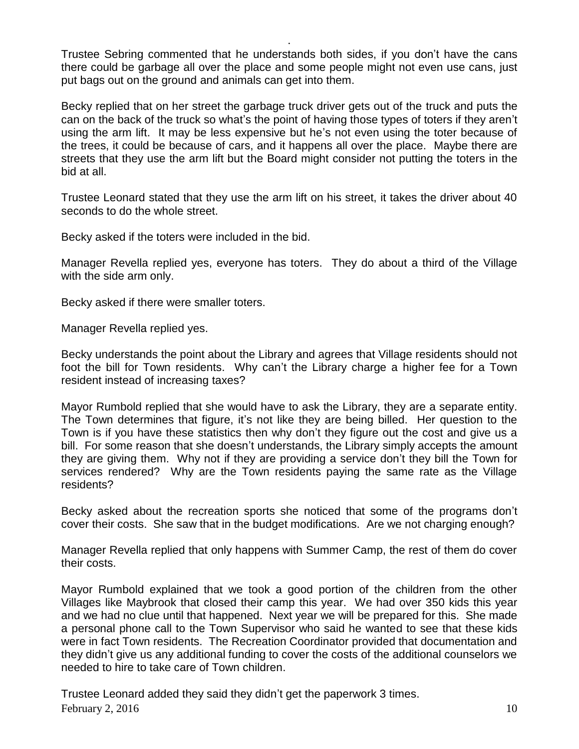Trustee Sebring commented that he understands both sides, if you don't have the cans there could be garbage all over the place and some people might not even use cans, just put bags out on the ground and animals can get into them.

Becky replied that on her street the garbage truck driver gets out of the truck and puts the can on the back of the truck so what's the point of having those types of toters if they aren't using the arm lift. It may be less expensive but he's not even using the toter because of the trees, it could be because of cars, and it happens all over the place. Maybe there are streets that they use the arm lift but the Board might consider not putting the toters in the bid at all.

Trustee Leonard stated that they use the arm lift on his street, it takes the driver about 40 seconds to do the whole street.

Becky asked if the toters were included in the bid.

Manager Revella replied yes, everyone has toters. They do about a third of the Village with the side arm only.

Becky asked if there were smaller toters.

Manager Revella replied yes.

Becky understands the point about the Library and agrees that Village residents should not foot the bill for Town residents. Why can't the Library charge a higher fee for a Town resident instead of increasing taxes?

Mayor Rumbold replied that she would have to ask the Library, they are a separate entity. The Town determines that figure, it's not like they are being billed. Her question to the Town is if you have these statistics then why don't they figure out the cost and give us a bill. For some reason that she doesn't understands, the Library simply accepts the amount they are giving them. Why not if they are providing a service don't they bill the Town for services rendered? Why are the Town residents paying the same rate as the Village residents?

Becky asked about the recreation sports she noticed that some of the programs don't cover their costs. She saw that in the budget modifications. Are we not charging enough?

Manager Revella replied that only happens with Summer Camp, the rest of them do cover their costs.

Mayor Rumbold explained that we took a good portion of the children from the other Villages like Maybrook that closed their camp this year. We had over 350 kids this year and we had no clue until that happened. Next year we will be prepared for this. She made a personal phone call to the Town Supervisor who said he wanted to see that these kids were in fact Town residents. The Recreation Coordinator provided that documentation and they didn't give us any additional funding to cover the costs of the additional counselors we needed to hire to take care of Town children.

Trustee Leonard added they said they didn't get the paperwork 3 times.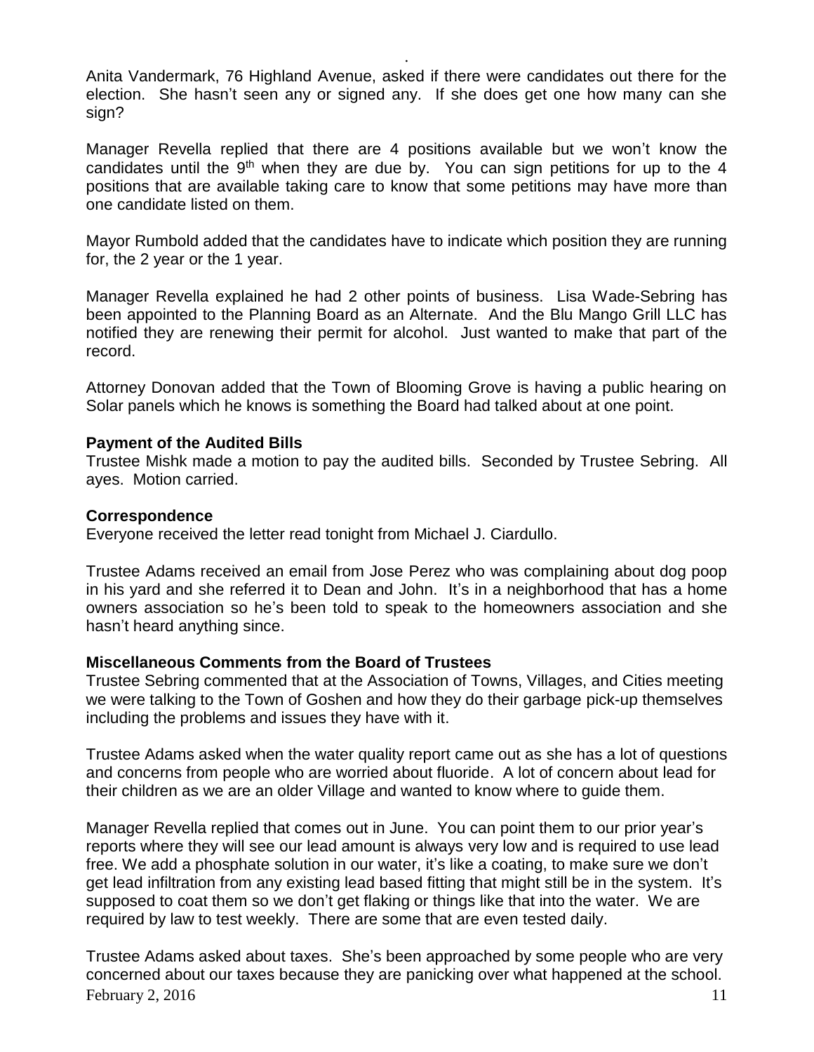Anita Vandermark, 76 Highland Avenue, asked if there were candidates out there for the election. She hasn't seen any or signed any. If she does get one how many can she sign?

Manager Revella replied that there are 4 positions available but we won't know the candidates until the 9th when they are due by. You can sign petitions for up to the 4 positions that are available taking care to know that some petitions may have more than one candidate listed on them.

Mayor Rumbold added that the candidates have to indicate which position they are running for, the 2 year or the 1 year.

Manager Revella explained he had 2 other points of business. Lisa Wade-Sebring has been appointed to the Planning Board as an Alternate. And the Blu Mango Grill LLC has notified they are renewing their permit for alcohol. Just wanted to make that part of the record.

Attorney Donovan added that the Town of Blooming Grove is having a public hearing on Solar panels which he knows is something the Board had talked about at one point.

**Payment of the Audited Bills**

Trustee Mishk made a motion to pay the audited bills. Seconded by Trustee Sebring. All ayes. Motion carried.

**Correspondence**

Everyone received the letter read tonight from Michael J. Ciardullo.

Trustee Adams received an email from Jose Perez who was complaining about dog poop in his yard and she referred it to Dean and John. It's in a neighborhood that has a home owners association so he's been told to speak to the homeowners association and she hasn't heard anything since.

**Miscellaneous Comments from the Board of Trustees**

Trustee Sebring commented that at the Association of Towns, Villages, and Cities meeting we were talking to the Town of Goshen and how they do their garbage pick-up themselves including the problems and issues they have with it.

Trustee Adams asked when the water quality report came out as she has a lot of questions and concerns from people who are worried about fluoride. A lot of concern about lead for their children as we are an older Village and wanted to know where to guide them.

Manager Revella replied that comes out in June. You can point them to our prior year's reports where they will see our lead amount is always very low and is required to use lead free. We add a phosphate solution in our water, it's like a coating, to make sure we don't get lead infiltration from any existing lead based fitting that might still be in the system. It's supposed to coat them so we don't get flaking or things like that into the water. We are required by law to test weekly. There are some that are even tested daily.

Trustee Adams asked about taxes. She's been approached by some people who are very concerned about our taxes because they are panicking over what happened at the school.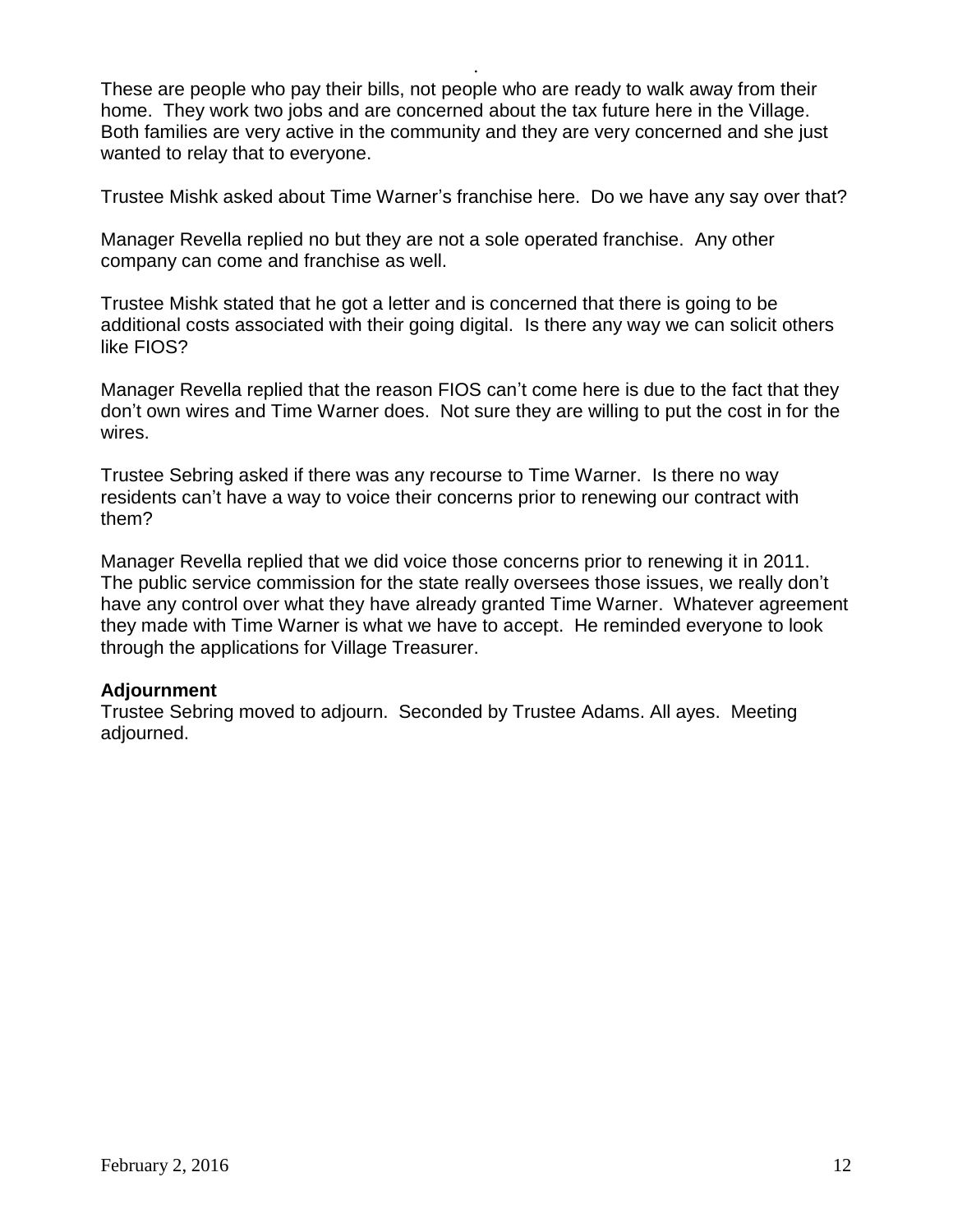These are people who pay their bills, not people who are ready to walk away from their home. They work two jobs and are concerned about the tax future here in the Village. Both families are very active in the community and they are very concerned and she just wanted to relay that to everyone.

Trustee Mishk asked about Time Warner's franchise here. Do we have any say over that?

Manager Revella replied no but they are not a sole operated franchise. Any other company can come and franchise as well.

Trustee Mishk stated that he got a letter and is concerned that there is going to be additional costs associated with their going digital. Is there any way we can solicit others like FIOS?

Manager Revella replied that the reason FIOS can't come here is due to the fact that they don't own wires and Time Warner does. Not sure they are willing to put the cost in for the wires.

Trustee Sebring asked if there was any recourse to Time Warner. Is there no way residents can't have a way to voice their concerns prior to renewing our contract with them?

Manager Revella replied that we did voice those concerns prior to renewing it in 2011. The public service commission for the state really oversees those issues, we really don't have any control over what they have already granted Time Warner. Whatever agreement they made with Time Warner is what we have to accept. He reminded everyone to look through the applications for Village Treasurer.

**Adjournment**

Trustee Sebring moved to adjourn. Seconded by Trustee Adams. All ayes. Meeting adjourned.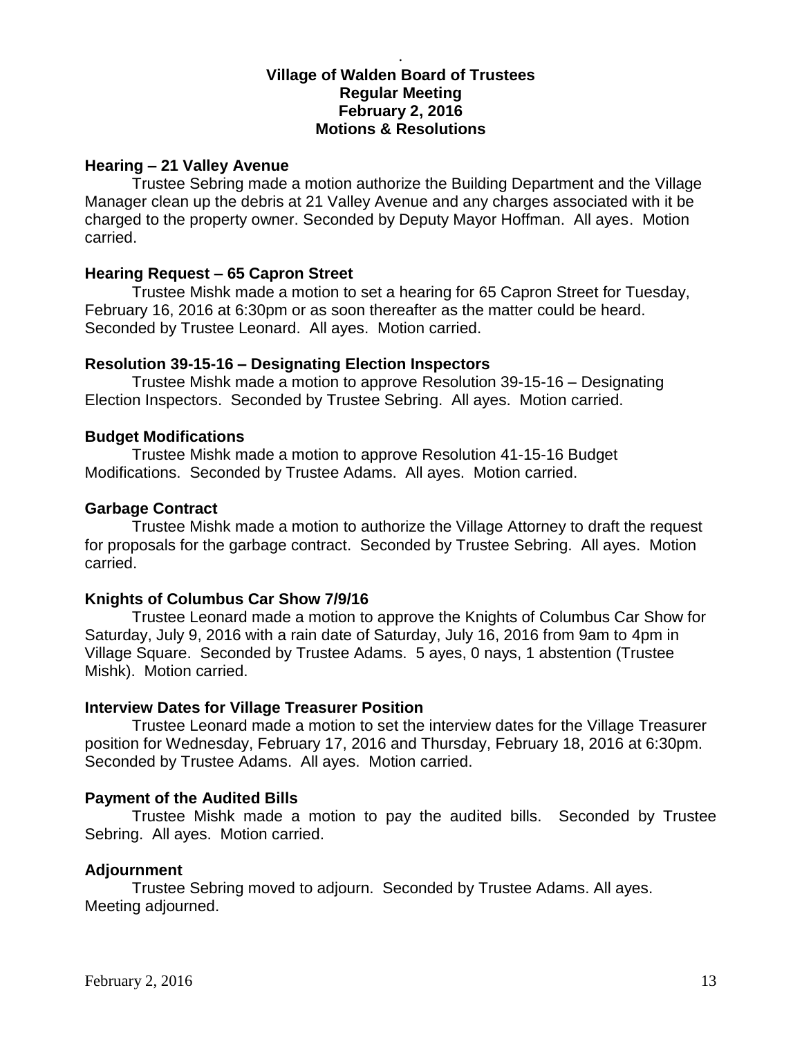**Village of Walden Board of Trustees**
**Regular Meeting**
**February 2, 2016**
**Motions & Resolutions**

**Hearing – 21 Valley Avenue**

Trustee Sebring made a motion authorize the Building Department and the Village Manager clean up the debris at 21 Valley Avenue and any charges associated with it be charged to the property owner. Seconded by Deputy Mayor Hoffman. All ayes. Motion carried.

**Hearing Request – 65 Capron Street**

Trustee Mishk made a motion to set a hearing for 65 Capron Street for Tuesday, February 16, 2016 at 6:30pm or as soon thereafter as the matter could be heard. Seconded by Trustee Leonard. All ayes. Motion carried.

**Resolution 39-15-16 – Designating Election Inspectors**

Trustee Mishk made a motion to approve Resolution 39-15-16 – Designating Election Inspectors. Seconded by Trustee Sebring. All ayes. Motion carried.

**Budget Modifications**

Trustee Mishk made a motion to approve Resolution 41-15-16 Budget Modifications. Seconded by Trustee Adams. All ayes. Motion carried.

**Garbage Contract**

Trustee Mishk made a motion to authorize the Village Attorney to draft the request for proposals for the garbage contract. Seconded by Trustee Sebring. All ayes. Motion carried.

**Knights of Columbus Car Show 7/9/16**

Trustee Leonard made a motion to approve the Knights of Columbus Car Show for Saturday, July 9, 2016 with a rain date of Saturday, July 16, 2016 from 9am to 4pm in Village Square. Seconded by Trustee Adams. 5 ayes, 0 nays, 1 abstention (Trustee Mishk). Motion carried.

**Interview Dates for Village Treasurer Position**

Trustee Leonard made a motion to set the interview dates for the Village Treasurer position for Wednesday, February 17, 2016 and Thursday, February 18, 2016 at 6:30pm. Seconded by Trustee Adams. All ayes. Motion carried.

**Payment of the Audited Bills**

Trustee Mishk made a motion to pay the audited bills. Seconded by Trustee Sebring. All ayes. Motion carried.

**Adjournment**

Trustee Sebring moved to adjourn. Seconded by Trustee Adams. All ayes. Meeting adjourned.